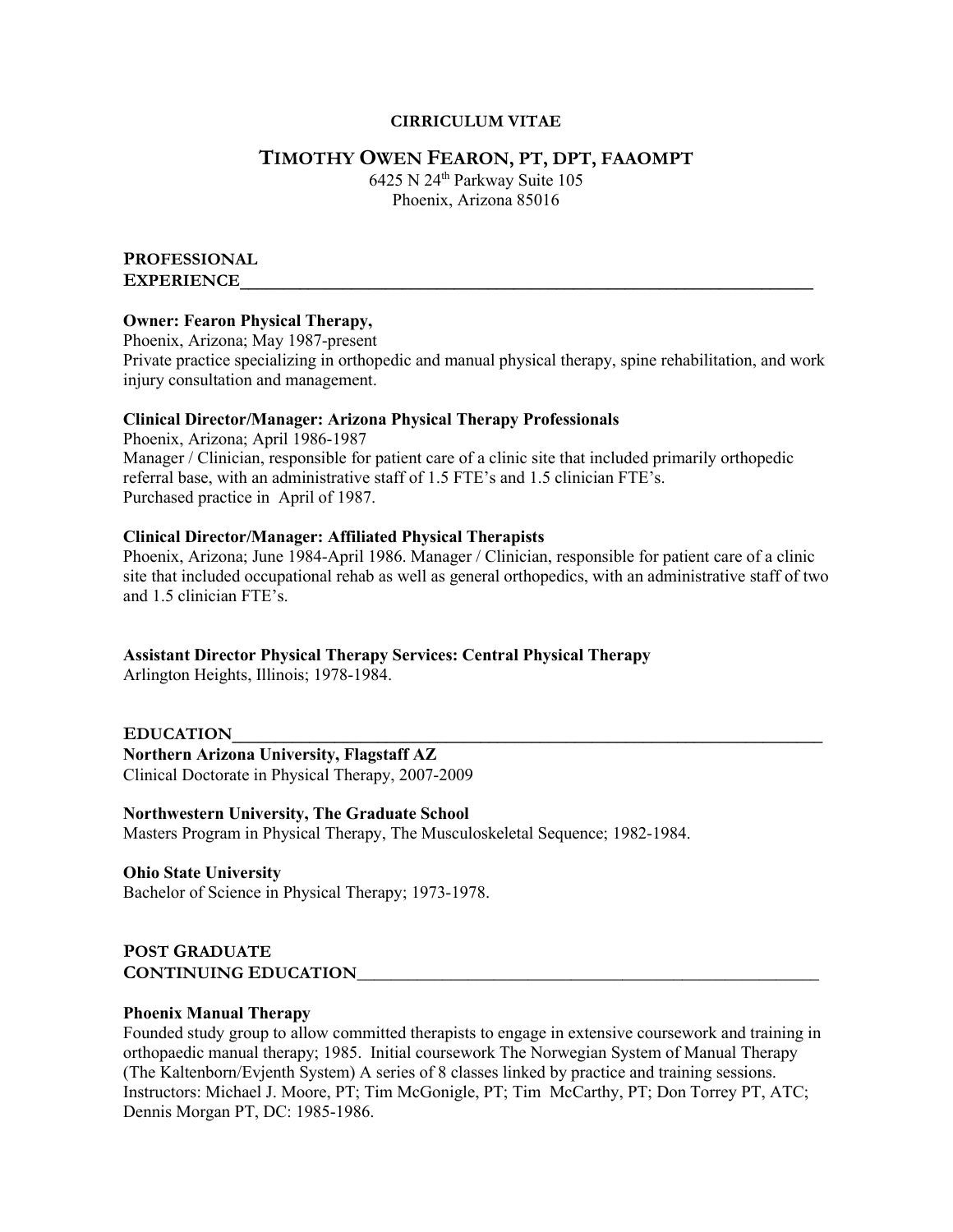**CIRRICULUM VITAE**

# TIMOTHY OWEN FEARON, PT, DPT, FAAOMPT

6425 N 24th Parkway Suite 105
Phoenix, Arizona 85016

## PROFESSIONAL EXPERIENCE

**Owner: Fearon Physical Therapy,**
Phoenix, Arizona; May 1987-present
Private practice specializing in orthopedic and manual physical therapy, spine rehabilitation, and work injury consultation and management.

**Clinical Director/Manager: Arizona Physical Therapy Professionals**
Phoenix, Arizona; April 1986-1987
Manager / Clinician, responsible for patient care of a clinic site that included primarily orthopedic referral base, with an administrative staff of 1.5 FTE's and 1.5 clinician FTE's.
Purchased practice in April of 1987.

**Clinical Director/Manager: Affiliated Physical Therapists**
Phoenix, Arizona; June 1984-April 1986. Manager / Clinician, responsible for patient care of a clinic site that included occupational rehab as well as general orthopedics, with an administrative staff of two and 1.5 clinician FTE's.

**Assistant Director Physical Therapy Services: Central Physical Therapy**
Arlington Heights, Illinois; 1978-1984.

## EDUCATION

**Northern Arizona University, Flagstaff AZ**
Clinical Doctorate in Physical Therapy, 2007-2009

**Northwestern University, The Graduate School**
Masters Program in Physical Therapy, The Musculoskeletal Sequence; 1982-1984.

**Ohio State University**
Bachelor of Science in Physical Therapy; 1973-1978.

## POST GRADUATE CONTINUING EDUCATION

**Phoenix Manual Therapy**
Founded study group to allow committed therapists to engage in extensive coursework and training in orthopaedic manual therapy; 1985. Initial coursework The Norwegian System of Manual Therapy (The Kaltenborn/Evjenth System) A series of 8 classes linked by practice and training sessions. Instructors: Michael J. Moore, PT; Tim McGonigle, PT; Tim McCarthy, PT; Don Torrey PT, ATC; Dennis Morgan PT, DC: 1985-1986.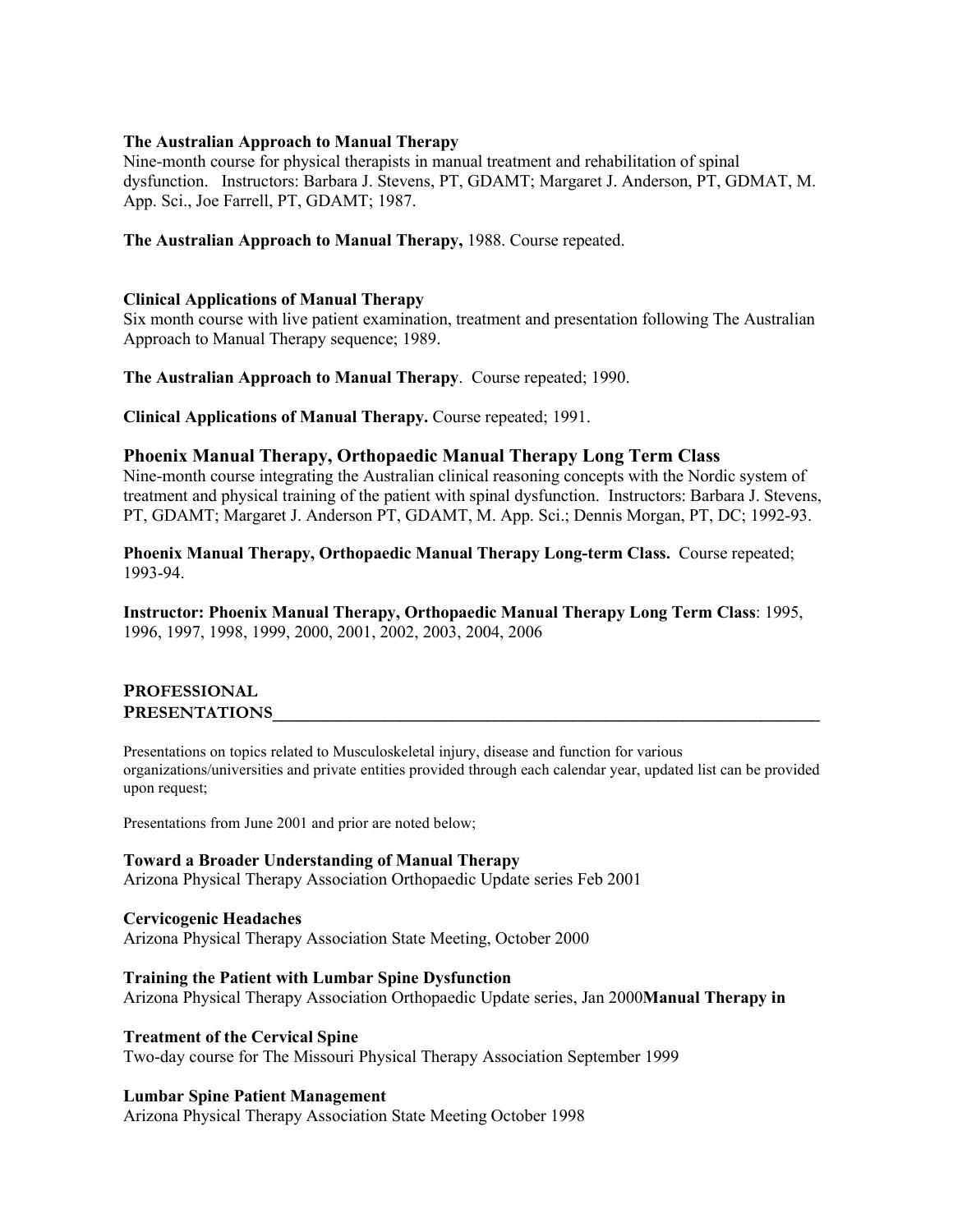**The Australian Approach to Manual Therapy**
Nine-month course for physical therapists in manual treatment and rehabilitation of spinal dysfunction. Instructors: Barbara J. Stevens, PT, GDAMT; Margaret J. Anderson, PT, GDMAT, M. App. Sci., Joe Farrell, PT, GDAMT; 1987.

**The Australian Approach to Manual Therapy,** 1988. Course repeated.

**Clinical Applications of Manual Therapy**
Six month course with live patient examination, treatment and presentation following The Australian Approach to Manual Therapy sequence; 1989.

**The Australian Approach to Manual Therapy**. Course repeated; 1990.

**Clinical Applications of Manual Therapy.** Course repeated; 1991.

**Phoenix Manual Therapy, Orthopaedic Manual Therapy Long Term Class**
Nine-month course integrating the Australian clinical reasoning concepts with the Nordic system of treatment and physical training of the patient with spinal dysfunction. Instructors: Barbara J. Stevens, PT, GDAMT; Margaret J. Anderson PT, GDAMT, M. App. Sci.; Dennis Morgan, PT, DC; 1992-93.

**Phoenix Manual Therapy, Orthopaedic Manual Therapy Long-term Class.** Course repeated; 1993-94.

**Instructor: Phoenix Manual Therapy, Orthopaedic Manual Therapy Long Term Class**: 1995, 1996, 1997, 1998, 1999, 2000, 2001, 2002, 2003, 2004, 2006

## PROFESSIONAL PRESENTATIONS

Presentations on topics related to Musculoskeletal injury, disease and function for various organizations/universities and private entities provided through each calendar year, updated list can be provided upon request;

Presentations from June 2001 and prior are noted below;

**Toward a Broader Understanding of Manual Therapy**
Arizona Physical Therapy Association Orthopaedic Update series Feb 2001

**Cervicogenic Headaches**
Arizona Physical Therapy Association State Meeting, October 2000

**Training the Patient with Lumbar Spine Dysfunction**
Arizona Physical Therapy Association Orthopaedic Update series, Jan 2000**Manual Therapy in**

**Treatment of the Cervical Spine**
Two-day course for The Missouri Physical Therapy Association September 1999

**Lumbar Spine Patient Management**
Arizona Physical Therapy Association State Meeting October 1998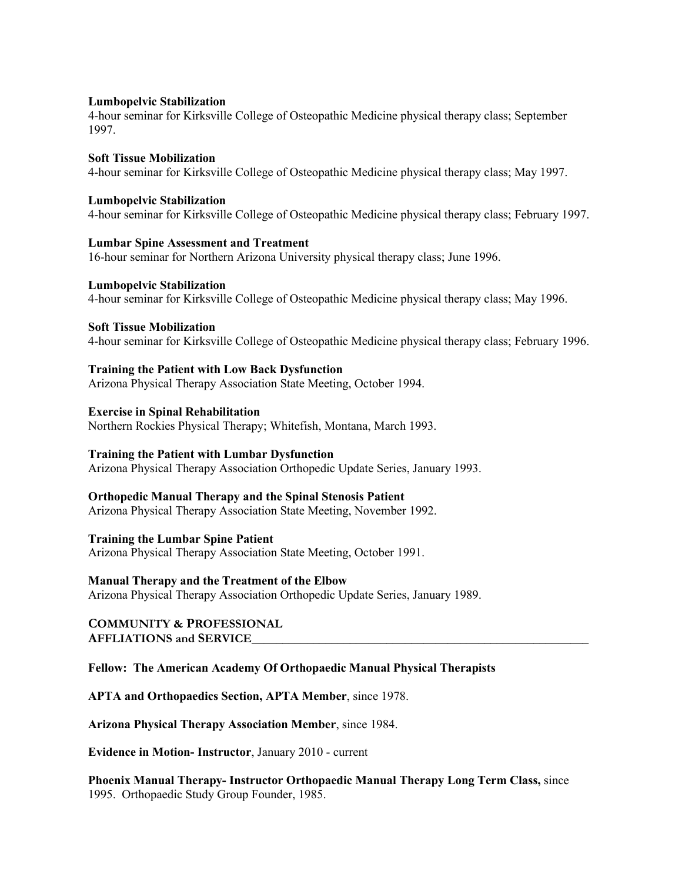**Lumbopelvic Stabilization**
4-hour seminar for Kirksville College of Osteopathic Medicine physical therapy class; September 1997.

**Soft Tissue Mobilization**
4-hour seminar for Kirksville College of Osteopathic Medicine physical therapy class; May 1997.

**Lumbopelvic Stabilization**
4-hour seminar for Kirksville College of Osteopathic Medicine physical therapy class; February 1997.

**Lumbar Spine Assessment and Treatment**
16-hour seminar for Northern Arizona University physical therapy class; June 1996.

**Lumbopelvic Stabilization**
4-hour seminar for Kirksville College of Osteopathic Medicine physical therapy class; May 1996.

**Soft Tissue Mobilization**
4-hour seminar for Kirksville College of Osteopathic Medicine physical therapy class; February 1996.

**Training the Patient with Low Back Dysfunction**
Arizona Physical Therapy Association State Meeting, October 1994.

**Exercise in Spinal Rehabilitation**
Northern Rockies Physical Therapy; Whitefish, Montana, March 1993.

**Training the Patient with Lumbar Dysfunction**
Arizona Physical Therapy Association Orthopedic Update Series, January 1993.

**Orthopedic Manual Therapy and the Spinal Stenosis Patient**
Arizona Physical Therapy Association State Meeting, November 1992.

**Training the Lumbar Spine Patient**
Arizona Physical Therapy Association State Meeting, October 1991.

**Manual Therapy and the Treatment of the Elbow**
Arizona Physical Therapy Association Orthopedic Update Series, January 1989.

## COMMUNITY & PROFESSIONAL AFFLIATIONS and SERVICE

**Fellow: The American Academy Of Orthopaedic Manual Physical Therapists**

**APTA and Orthopaedics Section, APTA Member**, since 1978.

**Arizona Physical Therapy Association Member**, since 1984.

**Evidence in Motion- Instructor**, January 2010 - current

**Phoenix Manual Therapy- Instructor Orthopaedic Manual Therapy Long Term Class,** since 1995. Orthopaedic Study Group Founder, 1985.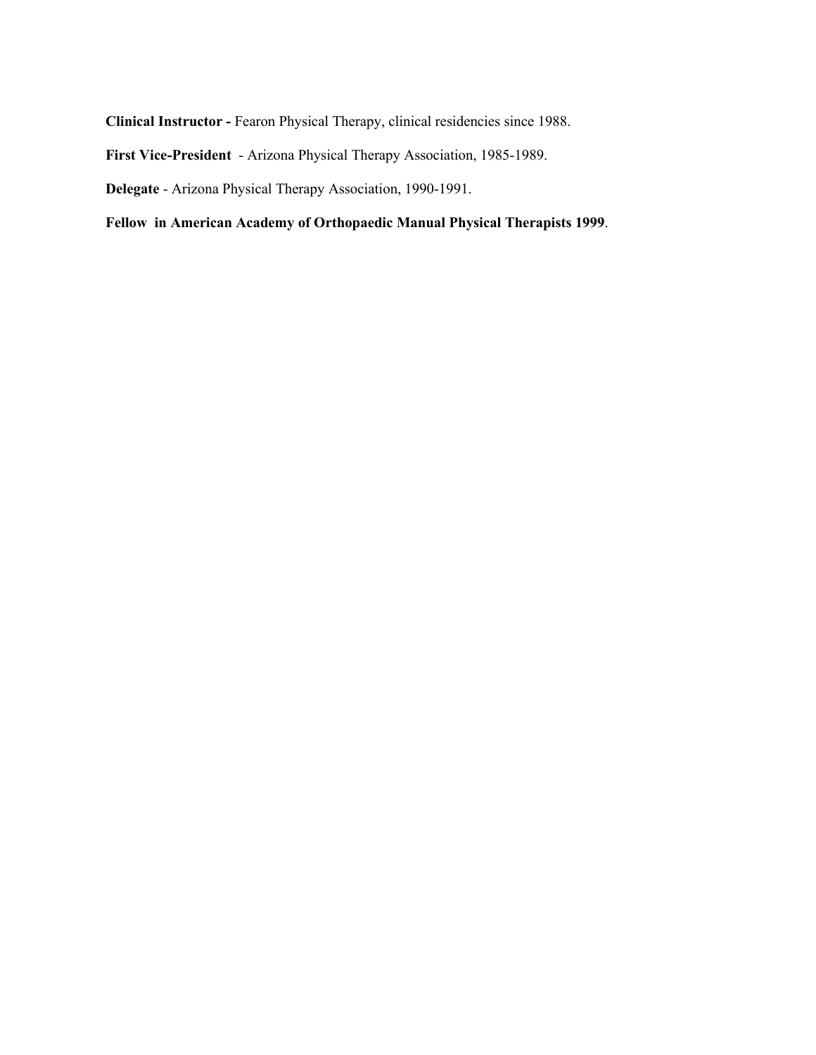**Clinical Instructor -** Fearon Physical Therapy, clinical residencies since 1988.

**First Vice-President** - Arizona Physical Therapy Association, 1985-1989.

**Delegate** - Arizona Physical Therapy Association, 1990-1991.

**Fellow in American Academy of Orthopaedic Manual Physical Therapists 1999**.